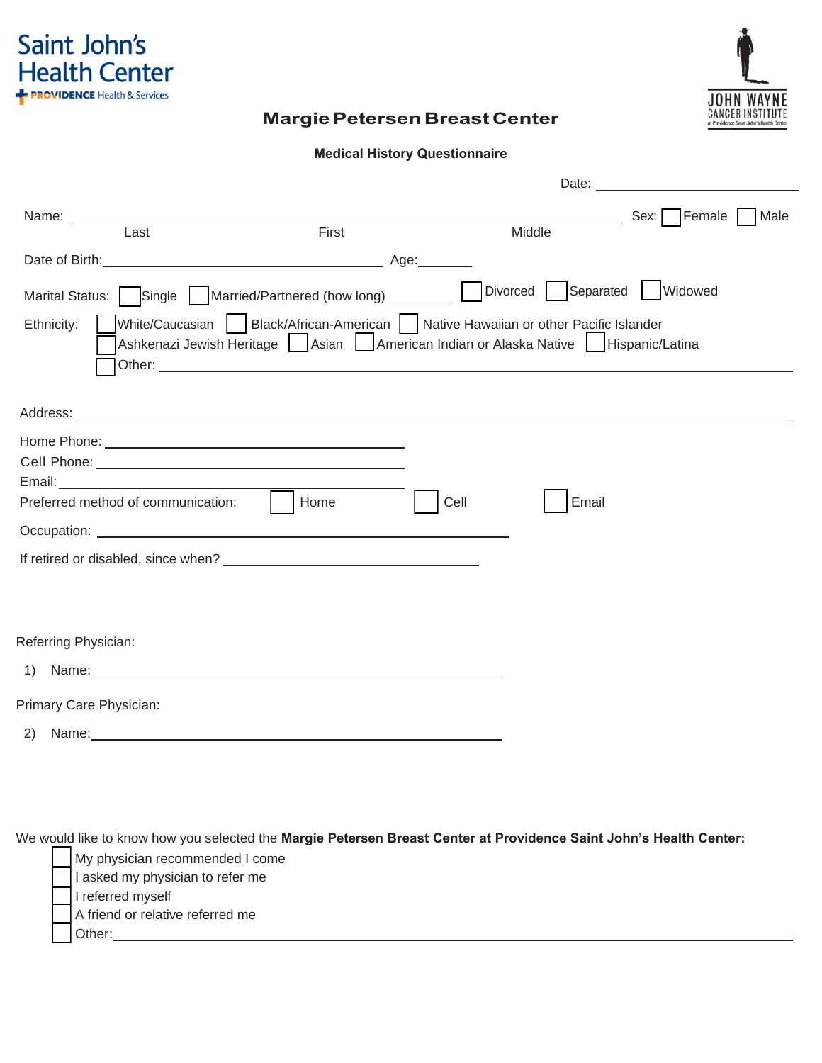Saint John's Health Center
PROVIDENCE Health & Services

JOHN WAYNE CANCER INSTITUTE
at Providence Saint John's Health Center

# Margie Petersen Breast Center

## Medical History Questionnaire

Date: ______________________

Name: ______________________________________________ Sex: ☐ Female ☐ Male
Last First Middle

Date of Birth: ____________________________ Age: ________

Marital Status: ☐ Single ☐ Married/Partnered (how long)________ ☐ Divorced ☐ Separated ☐ Widowed

Ethnicity: ☐ White/Caucasian ☐ Black/African-American ☐ Native Hawaiian or other Pacific Islander
☐ Ashkenazi Jewish Heritage ☐ Asian ☐ American Indian or Alaska Native ☐ Hispanic/Latina
☐ Other: ______________________________________________

Address: ______________________________________________

Home Phone: ______________________________

Cell Phone: ______________________________

Email: ______________________________

Preferred method of communication: ☐ Home ☐ Cell ☐ Email

Occupation: ______________________________

If retired or disabled, since when? ______________________________

Referring Physician:

1) Name: ______________________________

Primary Care Physician:

2) Name: ______________________________

We would like to know how you selected the **Margie Petersen Breast Center at Providence Saint John's Health Center:**

- ☐ My physician recommended I come
- ☐ I asked my physician to refer me
- ☐ I referred myself
- ☐ A friend or relative referred me
- ☐ Other: ______________________________________________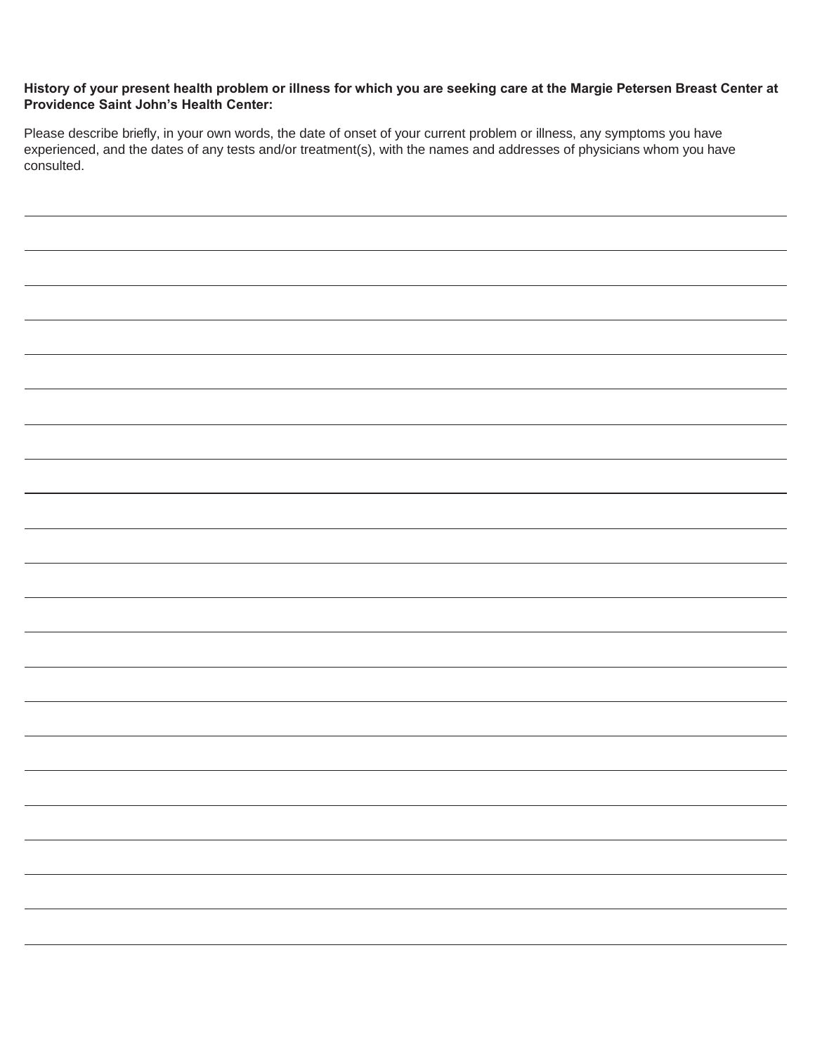**History of your present health problem or illness for which you are seeking care at the Margie Petersen Breast Center at Providence Saint John's Health Center:**

Please describe briefly, in your own words, the date of onset of your current problem or illness, any symptoms you have experienced, and the dates of any tests and/or treatment(s), with the names and addresses of physicians whom you have consulted.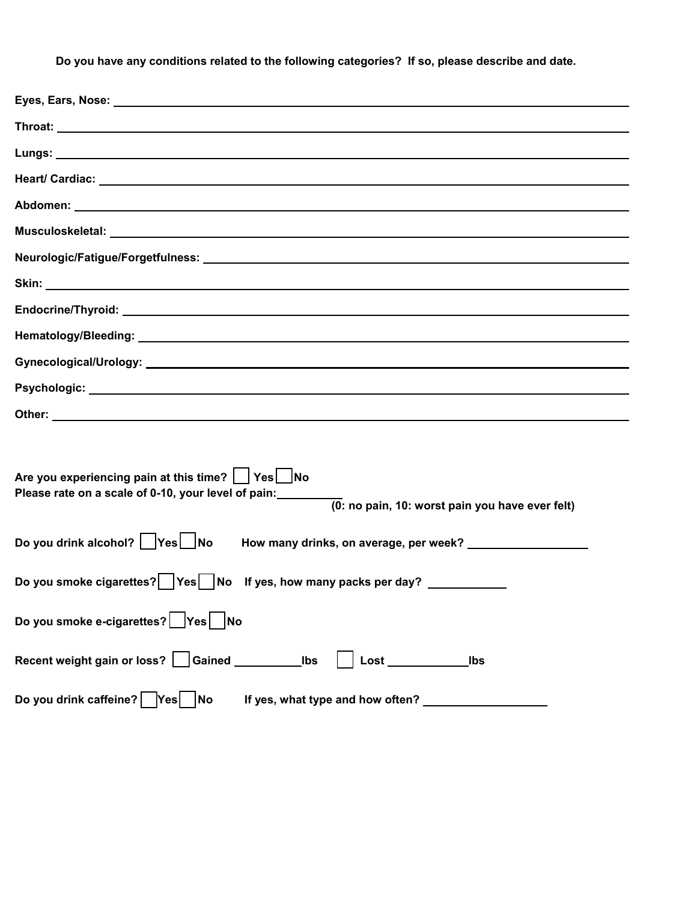**Do you have any conditions related to the following categories? If so, please describe and date.**

**Eyes, Ears, Nose:** ____________________

**Throat:** ____________________

**Lungs:** ____________________

**Heart/ Cardiac:** ____________________

**Abdomen:** ____________________

**Musculoskeletal:** ____________________

**Neurologic/Fatigue/Forgetfulness:** ____________________

**Skin:** ____________________

**Endocrine/Thyroid:** ____________________

**Hematology/Bleeding:** ____________________

**Gynecological/Urology:** ____________________

**Psychologic:** ____________________

**Other:** ____________________

**Are you experiencing pain at this time?** ☐ **Yes** ☐ **No**

**Please rate on a scale of 0-10, your level of pain:** __________ **(0: no pain, 10: worst pain you have ever felt)**

**Do you drink alcohol?** ☐ **Yes** ☐ **No** **How many drinks, on average, per week?** __________________

**Do you smoke cigarettes?** ☐ **Yes** ☐ **No** **If yes, how many packs per day?** ____________

**Do you smoke e-cigarettes?** ☐ **Yes** ☐ **No**

**Recent weight gain or loss?** ☐ **Gained** __________ **lbs** ☐ **Lost** ____________ **lbs**

**Do you drink caffeine?** ☐ **Yes** ☐ **No** **If yes, what type and how often?** __________________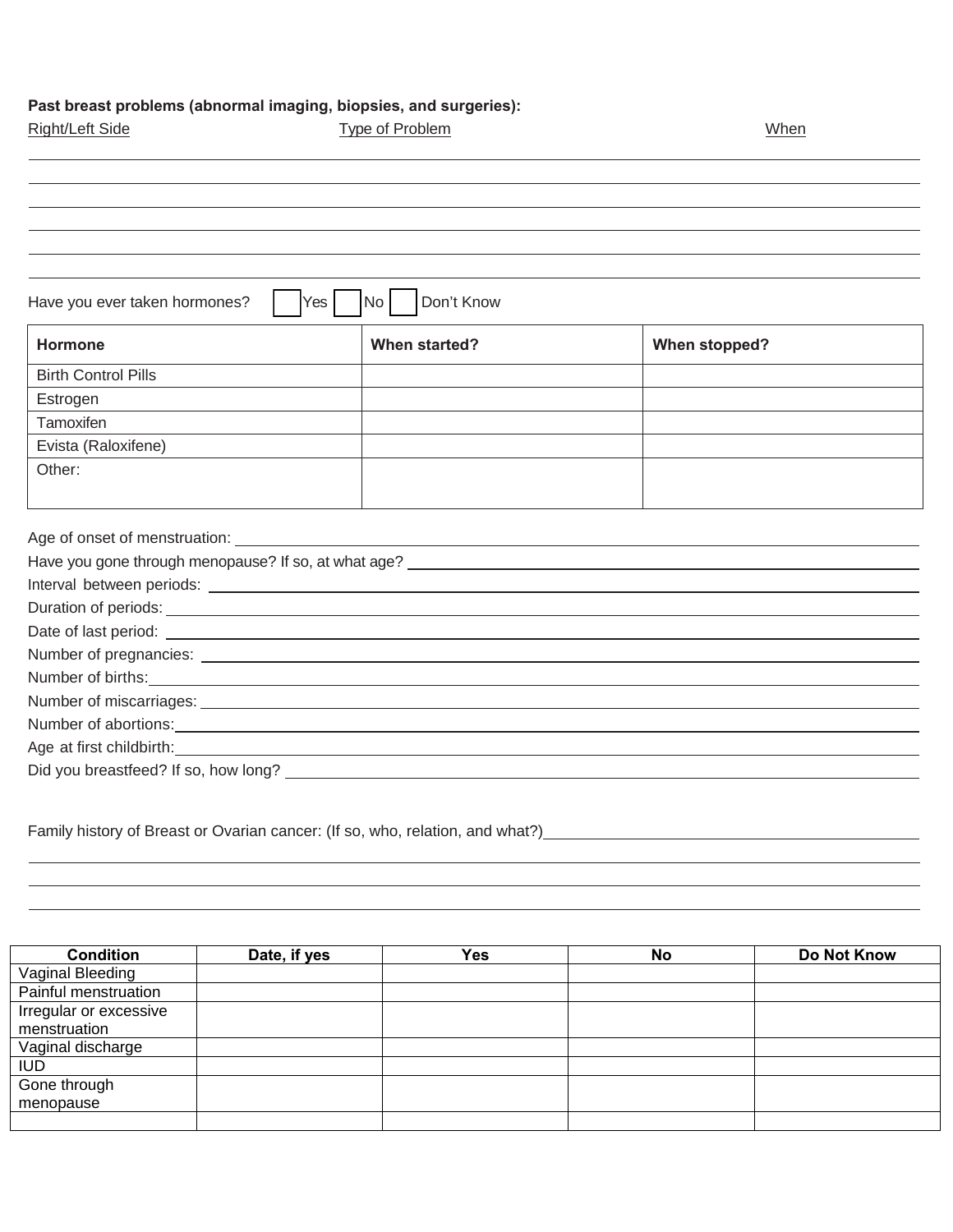**Past breast problems (abnormal imaging, biopsies, and surgeries):**

Right/Left Side | Type of Problem | When

\_\_\_\_\_\_\_\_\_\_\_\_\_\_\_\_\_\_\_\_\_\_\_\_\_\_\_\_\_\_\_\_\_\_\_\_\_\_\_\_

\_\_\_\_\_\_\_\_\_\_\_\_\_\_\_\_\_\_\_\_\_\_\_\_\_\_\_\_\_\_\_\_\_\_\_\_\_\_\_\_

\_\_\_\_\_\_\_\_\_\_\_\_\_\_\_\_\_\_\_\_\_\_\_\_\_\_\_\_\_\_\_\_\_\_\_\_\_\_\_\_

\_\_\_\_\_\_\_\_\_\_\_\_\_\_\_\_\_\_\_\_\_\_\_\_\_\_\_\_\_\_\_\_\_\_\_\_\_\_\_\_

\_\_\_\_\_\_\_\_\_\_\_\_\_\_\_\_\_\_\_\_\_\_\_\_\_\_\_\_\_\_\_\_\_\_\_\_\_\_\_\_

\_\_\_\_\_\_\_\_\_\_\_\_\_\_\_\_\_\_\_\_\_\_\_\_\_\_\_\_\_\_\_\_\_\_\_\_\_\_\_\_

Have you ever taken hormones? ☐ Yes ☐ No ☐ Don't Know

| Hormone | When started? | When stopped? |
|---|---|---|
| Birth Control Pills | | |
| Estrogen | | |
| Tamoxifen | | |
| Evista (Raloxifene) | | |
| Other: | | |

Age of onset of menstruation: \_\_\_\_\_\_\_\_\_\_\_\_\_\_\_\_\_\_\_\_

Have you gone through menopause? If so, at what age? \_\_\_\_\_\_\_\_\_\_\_\_\_\_\_\_\_\_\_\_

Interval between periods: \_\_\_\_\_\_\_\_\_\_\_\_\_\_\_\_\_\_\_\_

Duration of periods: \_\_\_\_\_\_\_\_\_\_\_\_\_\_\_\_\_\_\_\_

Date of last period: \_\_\_\_\_\_\_\_\_\_\_\_\_\_\_\_\_\_\_\_

Number of pregnancies: \_\_\_\_\_\_\_\_\_\_\_\_\_\_\_\_\_\_\_\_

Number of births: \_\_\_\_\_\_\_\_\_\_\_\_\_\_\_\_\_\_\_\_

Number of miscarriages: \_\_\_\_\_\_\_\_\_\_\_\_\_\_\_\_\_\_\_\_

Number of abortions: \_\_\_\_\_\_\_\_\_\_\_\_\_\_\_\_\_\_\_\_

Age at first childbirth: \_\_\_\_\_\_\_\_\_\_\_\_\_\_\_\_\_\_\_\_

Did you breastfeed? If so, how long? \_\_\_\_\_\_\_\_\_\_\_\_\_\_\_\_\_\_\_\_

Family history of Breast or Ovarian cancer: (If so, who, relation, and what?) \_\_\_\_\_\_\_\_\_\_\_\_\_\_\_\_\_\_\_\_

\_\_\_\_\_\_\_\_\_\_\_\_\_\_\_\_\_\_\_\_\_\_\_\_\_\_\_\_\_\_\_\_\_\_\_\_\_\_\_\_

\_\_\_\_\_\_\_\_\_\_\_\_\_\_\_\_\_\_\_\_\_\_\_\_\_\_\_\_\_\_\_\_\_\_\_\_\_\_\_\_

\_\_\_\_\_\_\_\_\_\_\_\_\_\_\_\_\_\_\_\_\_\_\_\_\_\_\_\_\_\_\_\_\_\_\_\_\_\_\_\_

| Condition | Date, if yes | Yes | No | Do Not Know |
|---|---|---|---|---|
| Vaginal Bleeding | | | | |
| Painful menstruation | | | | |
| Irregular or excessive menstruation | | | | |
| Vaginal discharge | | | | |
| IUD | | | | |
| Gone through menopause | | | | |
| | | | | |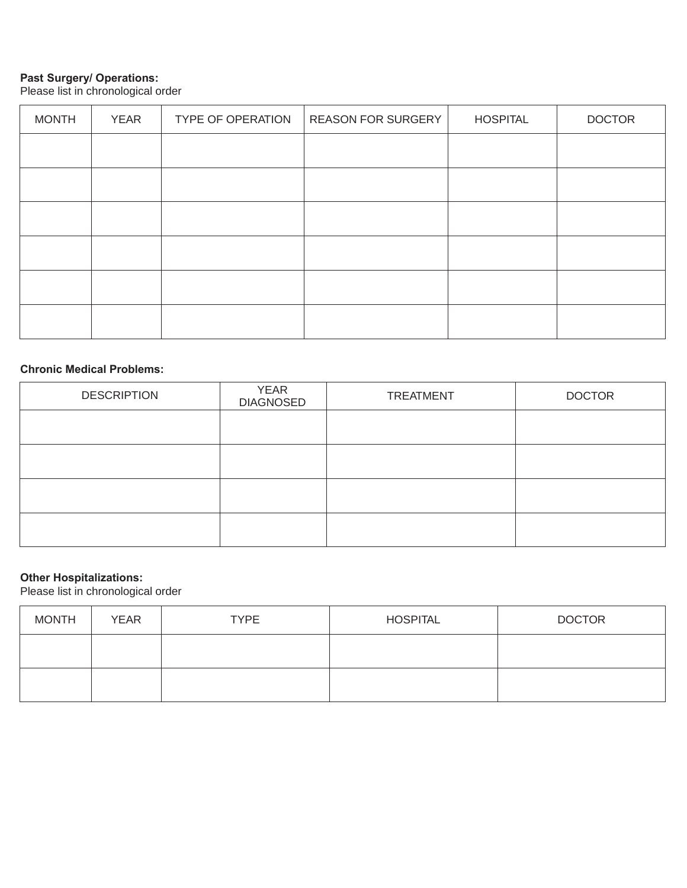**Past Surgery/ Operations:**
Please list in chronological order

| MONTH | YEAR | TYPE OF OPERATION | REASON FOR SURGERY | HOSPITAL | DOCTOR |
|---|---|---|---|---|---|
| | | | | | |
| | | | | | |
| | | | | | |
| | | | | | |
| | | | | | |
| | | | | | |

**Chronic Medical Problems:**

| DESCRIPTION | YEAR DIAGNOSED | TREATMENT | DOCTOR |
|---|---|---|---|
| | | | |
| | | | |
| | | | |
| | | | |

**Other Hospitalizations:**
Please list in chronological order

| MONTH | YEAR | TYPE | HOSPITAL | DOCTOR |
|---|---|---|---|---|
| | | | | |
| | | | | |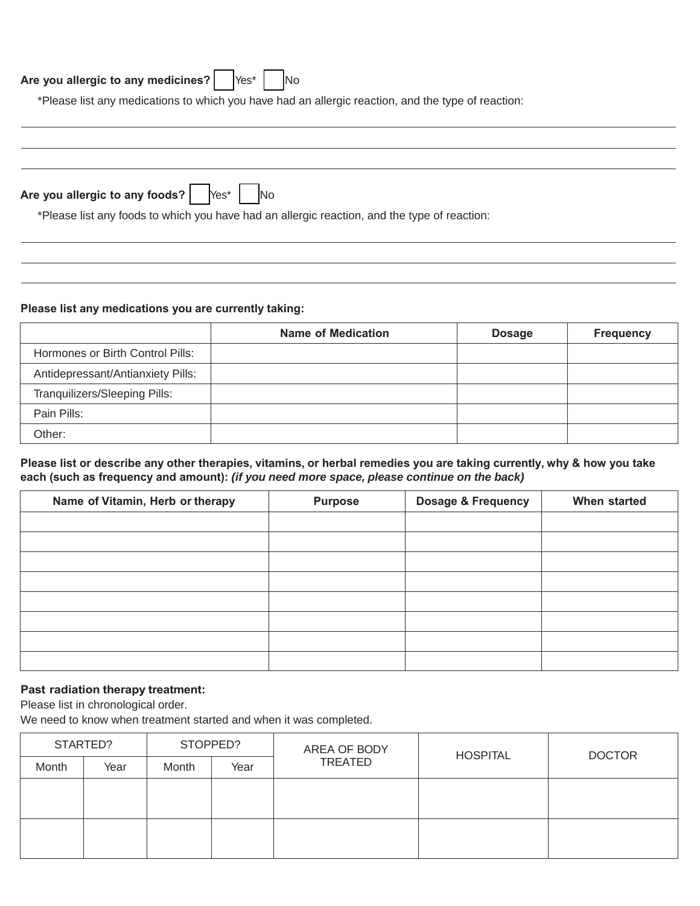**Are you allergic to any medicines?** ☐ Yes* ☐ No

*Please list any medications to which you have had an allergic reaction, and the type of reaction:

______________________________________________________________________

______________________________________________________________________

______________________________________________________________________

**Are you allergic to any foods?** ☐ Yes* ☐ No

*Please list any foods to which you have had an allergic reaction, and the type of reaction:

______________________________________________________________________

______________________________________________________________________

______________________________________________________________________

**Please list any medications you are currently taking:**

| | Name of Medication | Dosage | Frequency |
|---|---|---|---|
| Hormones or Birth Control Pills: | | | |
| Antidepressant/Antianxiety Pills: | | | |
| Tranquilizers/Sleeping Pills: | | | |
| Pain Pills: | | | |
| Other: | | | |

**Please list or describe any other therapies, vitamins, or herbal remedies you are taking currently, why & how you take each (such as frequency and amount):** ***(if you need more space, please continue on the back)***

| Name of Vitamin, Herb or therapy | Purpose | Dosage & Frequency | When started |
|---|---|---|---|
| | | | |
| | | | |
| | | | |
| | | | |
| | | | |
| | | | |
| | | | |
| | | | |

**Past radiation therapy treatment:**

Please list in chronological order.

We need to know when treatment started and when it was completed.

| STARTED? | | STOPPED? | | AREA OF BODY TREATED | HOSPITAL | DOCTOR |
|---|---|---|---|---|---|---|
| Month | Year | Month | Year | | | |
| | | | | | | |
| | | | | | | |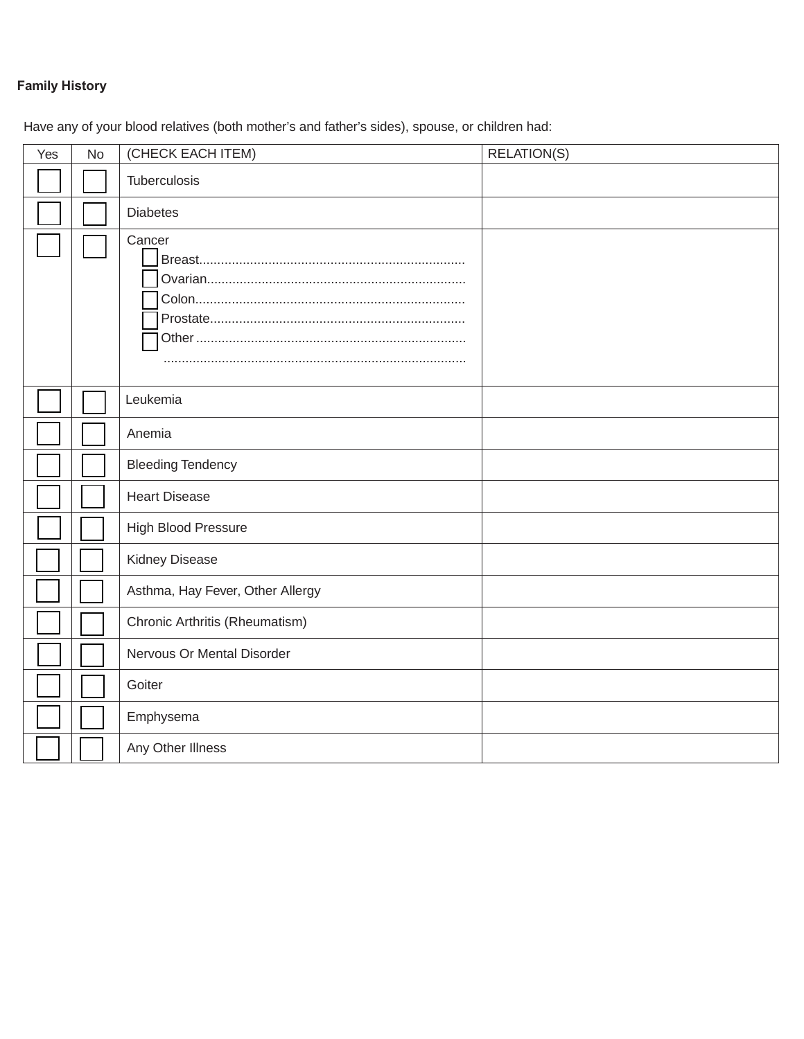**Family History**

Have any of your blood relatives (both mother's and father's sides), spouse, or children had:

| Yes | No | (CHECK EACH ITEM) | RELATION(S) |
|---|---|---|---|
| ☐ | ☐ | Tuberculosis | |
| ☐ | ☐ | Diabetes | |
| ☐ | ☐ | Cancer<br>☐ Breast........................................................................<br>☐ Ovarian......................................................................<br>☐ Colon.........................................................................<br>☐ Prostate.....................................................................<br>☐ Other .........................................................................<br>.................................................................................. | |
| ☐ | ☐ | Leukemia | |
| ☐ | ☐ | Anemia | |
| ☐ | ☐ | Bleeding Tendency | |
| ☐ | ☐ | Heart Disease | |
| ☐ | ☐ | High Blood Pressure | |
| ☐ | ☐ | Kidney Disease | |
| ☐ | ☐ | Asthma, Hay Fever, Other Allergy | |
| ☐ | ☐ | Chronic Arthritis (Rheumatism) | |
| ☐ | ☐ | Nervous Or Mental Disorder | |
| ☐ | ☐ | Goiter | |
| ☐ | ☐ | Emphysema | |
| ☐ | ☐ | Any Other Illness | |